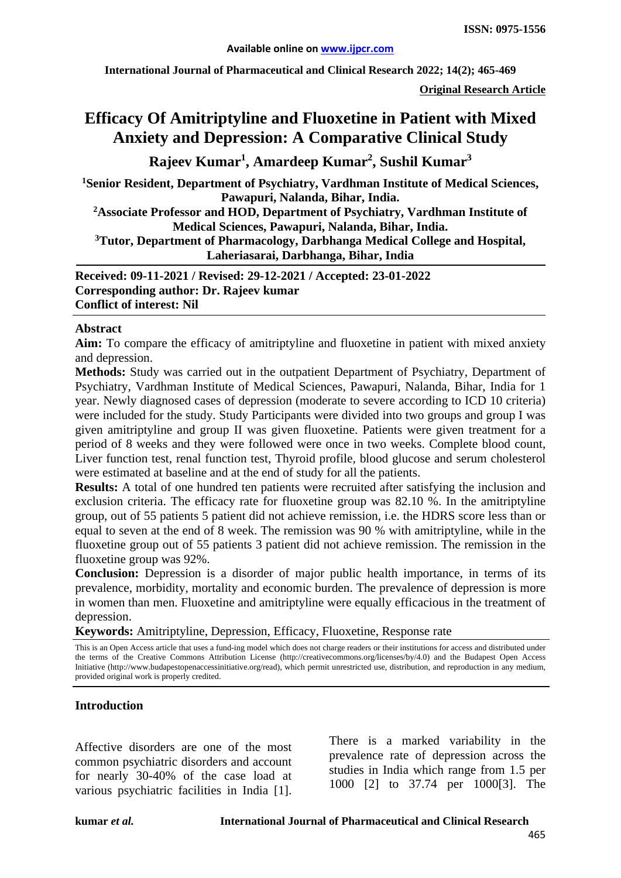**Original Research Article**

# Efficacy Of Amitriptyline and Fluoxetine in Patient with Mixed Anxiety and Depression: A Comparative Clinical Study

**Rajeev Kumar[1], Amardeep Kumar[2], Sushil Kumar[3]**

**[1]Senior Resident, Department of Psychiatry, Vardhman Institute of Medical Sciences, Pawapuri, Nalanda, Bihar, India.**

**[2]Associate Professor and HOD, Department of Psychiatry, Vardhman Institute of Medical Sciences, Pawapuri, Nalanda, Bihar, India.**

**[3]Tutor, Department of Pharmacology, Darbhanga Medical College and Hospital, Laheriasarai, Darbhanga, Bihar, India**

**Received: 09-11-2021 / Revised: 29-12-2021 / Accepted: 23-01-2022**
**Corresponding author: Dr. Rajeev kumar**
**Conflict of interest: Nil**

## Abstract

**Aim:** To compare the efficacy of amitriptyline and fluoxetine in patient with mixed anxiety and depression.

**Methods:** Study was carried out in the outpatient Department of Psychiatry, Department of Psychiatry, Vardhman Institute of Medical Sciences, Pawapuri, Nalanda, Bihar, India for 1 year. Newly diagnosed cases of depression (moderate to severe according to ICD 10 criteria) were included for the study. Study Participants were divided into two groups and group I was given amitriptyline and group II was given fluoxetine. Patients were given treatment for a period of 8 weeks and they were followed were once in two weeks. Complete blood count, Liver function test, renal function test, Thyroid profile, blood glucose and serum cholesterol were estimated at baseline and at the end of study for all the patients.

**Results:** A total of one hundred ten patients were recruited after satisfying the inclusion and exclusion criteria. The efficacy rate for fluoxetine group was 82.10 %. In the amitriptyline group, out of 55 patients 5 patient did not achieve remission, i.e. the HDRS score less than or equal to seven at the end of 8 week. The remission was 90 % with amitriptyline, while in the fluoxetine group out of 55 patients 3 patient did not achieve remission. The remission in the fluoxetine group was 92%.

**Conclusion:** Depression is a disorder of major public health importance, in terms of its prevalence, morbidity, mortality and economic burden. The prevalence of depression is more in women than men. Fluoxetine and amitriptyline were equally efficacious in the treatment of depression.

**Keywords:** Amitriptyline, Depression, Efficacy, Fluoxetine, Response rate

This is an Open Access article that uses a fund-ing model which does not charge readers or their institutions for access and distributed under the terms of the Creative Commons Attribution License (http://creativecommons.org/licenses/by/4.0) and the Budapest Open Access Initiative (http://www.budapestopenaccessinitiative.org/read), which permit unrestricted use, distribution, and reproduction in any medium, provided original work is properly credited.

## Introduction

Affective disorders are one of the most common psychiatric disorders and account for nearly 30-40% of the case load at various psychiatric facilities in India [1]. There is a marked variability in the prevalence rate of depression across the studies in India which range from 1.5 per 1000 [2] to 37.74 per 1000[3]. The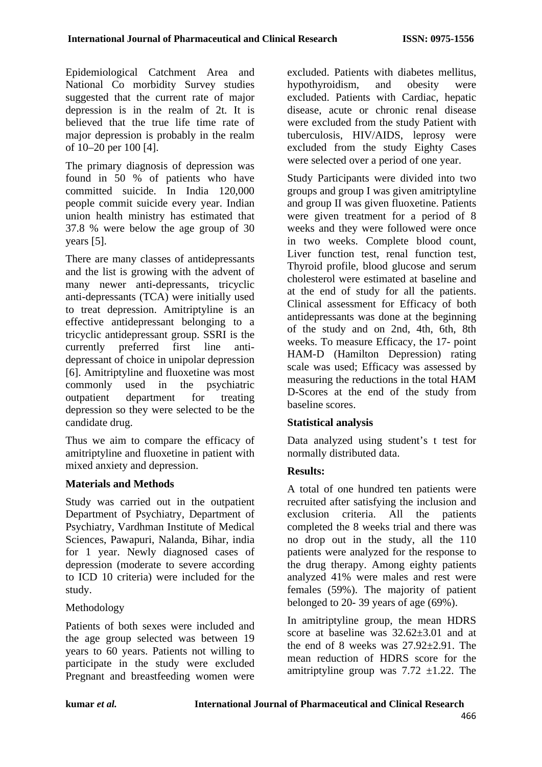Epidemiological Catchment Area and National Co morbidity Survey studies suggested that the current rate of major depression is in the realm of 2t. It is believed that the true life time rate of major depression is probably in the realm of 10–20 per 100 [4].

The primary diagnosis of depression was found in 50 % of patients who have committed suicide. In India 120,000 people commit suicide every year. Indian union health ministry has estimated that 37.8 % were below the age group of 30 years [5].

There are many classes of antidepressants and the list is growing with the advent of many newer anti-depressants, tricyclic anti-depressants (TCA) were initially used to treat depression. Amitriptyline is an effective antidepressant belonging to a tricyclic antidepressant group. SSRI is the currently preferred first line anti-depressant of choice in unipolar depression [6]. Amitriptyline and fluoxetine was most commonly used in the psychiatric outpatient department for treating depression so they were selected to be the candidate drug.

Thus we aim to compare the efficacy of amitriptyline and fluoxetine in patient with mixed anxiety and depression.

**Materials and Methods**

Study was carried out in the outpatient Department of Psychiatry, Department of Psychiatry, Vardhman Institute of Medical Sciences, Pawapuri, Nalanda, Bihar, india for 1 year. Newly diagnosed cases of depression (moderate to severe according to ICD 10 criteria) were included for the study.

Methodology

Patients of both sexes were included and the age group selected was between 19 years to 60 years. Patients not willing to participate in the study were excluded Pregnant and breastfeeding women were excluded. Patients with diabetes mellitus, hypothyroidism, and obesity were excluded. Patients with Cardiac, hepatic disease, acute or chronic renal disease were excluded from the study Patient with tuberculosis, HIV/AIDS, leprosy were excluded from the study Eighty Cases were selected over a period of one year.

Study Participants were divided into two groups and group I was given amitriptyline and group II was given fluoxetine. Patients were given treatment for a period of 8 weeks and they were followed were once in two weeks. Complete blood count, Liver function test, renal function test, Thyroid profile, blood glucose and serum cholesterol were estimated at baseline and at the end of study for all the patients. Clinical assessment for Efficacy of both antidepressants was done at the beginning of the study and on 2nd, 4th, 6th, 8th weeks. To measure Efficacy, the 17- point HAM-D (Hamilton Depression) rating scale was used; Efficacy was assessed by measuring the reductions in the total HAM D-Scores at the end of the study from baseline scores.

**Statistical analysis**

Data analyzed using student's t test for normally distributed data.

**Results:**

A total of one hundred ten patients were recruited after satisfying the inclusion and exclusion criteria. All the patients completed the 8 weeks trial and there was no drop out in the study, all the 110 patients were analyzed for the response to the drug therapy. Among eighty patients analyzed 41% were males and rest were females (59%). The majority of patient belonged to 20- 39 years of age (69%).

In amitriptyline group, the mean HDRS score at baseline was 32.62±3.01 and at the end of 8 weeks was 27.92±2.91. The mean reduction of HDRS score for the amitriptyline group was 7.72 ±1.22. The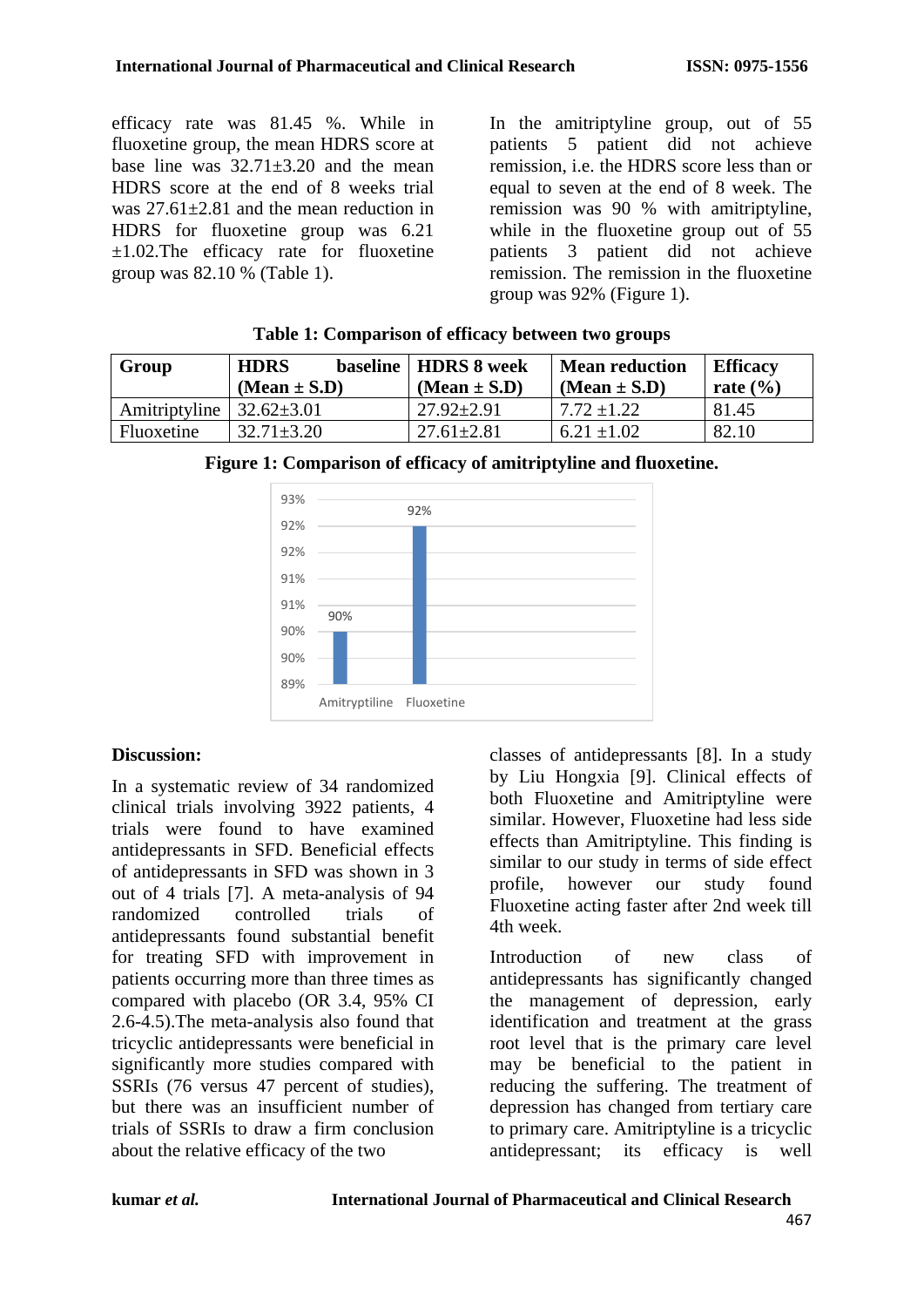efficacy rate was 81.45 %. While in fluoxetine group, the mean HDRS score at base line was 32.71±3.20 and the mean HDRS score at the end of 8 weeks trial was 27.61±2.81 and the mean reduction in HDRS for fluoxetine group was 6.21 ±1.02.The efficacy rate for fluoxetine group was 82.10 % (Table 1).

In the amitriptyline group, out of 55 patients 5 patient did not achieve remission, i.e. the HDRS score less than or equal to seven at the end of 8 week. The remission was 90 % with amitriptyline, while in the fluoxetine group out of 55 patients 3 patient did not achieve remission. The remission in the fluoxetine group was 92% (Figure 1).

**Table 1: Comparison of efficacy between two groups**

| Group | HDRS baseline (Mean ± S.D) | HDRS 8 week (Mean ± S.D) | Mean reduction (Mean ± S.D) | Efficacy rate (%) |
|---|---|---|---|---|
| Amitriptyline | 32.62±3.01 | 27.92±2.91 | 7.72 ±1.22 | 81.45 |
| Fluoxetine | 32.71±3.20 | 27.61±2.81 | 6.21 ±1.02 | 82.10 |

**Figure 1: Comparison of efficacy of amitriptyline and fluoxetine.**

## Discussion:

In a systematic review of 34 randomized clinical trials involving 3922 patients, 4 trials were found to have examined antidepressants in SFD. Beneficial effects of antidepressants in SFD was shown in 3 out of 4 trials [7]. A meta-analysis of 94 randomized controlled trials of antidepressants found substantial benefit for treating SFD with improvement in patients occurring more than three times as compared with placebo (OR 3.4, 95% CI 2.6-4.5).The meta-analysis also found that tricyclic antidepressants were beneficial in significantly more studies compared with SSRIs (76 versus 47 percent of studies), but there was an insufficient number of trials of SSRIs to draw a firm conclusion about the relative efficacy of the two classes of antidepressants [8]. In a study by Liu Hongxia [9]. Clinical effects of both Fluoxetine and Amitriptyline were similar. However, Fluoxetine had less side effects than Amitriptyline. This finding is similar to our study in terms of side effect profile, however our study found Fluoxetine acting faster after 2nd week till 4th week.

Introduction of new class of antidepressants has significantly changed the management of depression, early identification and treatment at the grass root level that is the primary care level may be beneficial to the patient in reducing the suffering. The treatment of depression has changed from tertiary care to primary care. Amitriptyline is a tricyclic antidepressant; its efficacy is well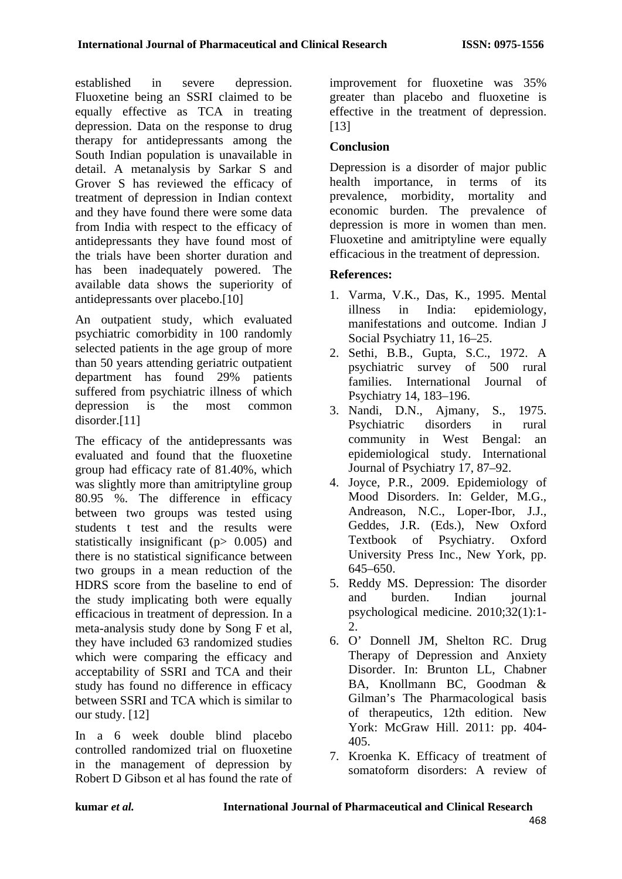established in severe depression. Fluoxetine being an SSRI claimed to be equally effective as TCA in treating depression. Data on the response to drug therapy for antidepressants among the South Indian population is unavailable in detail. A metanalysis by Sarkar S and Grover S has reviewed the efficacy of treatment of depression in Indian context and they have found there were some data from India with respect to the efficacy of antidepressants they have found most of the trials have been shorter duration and has been inadequately powered. The available data shows the superiority of antidepressants over placebo.[10]

An outpatient study, which evaluated psychiatric comorbidity in 100 randomly selected patients in the age group of more than 50 years attending geriatric outpatient department has found 29% patients suffered from psychiatric illness of which depression is the most common disorder.[11]

The efficacy of the antidepressants was evaluated and found that the fluoxetine group had efficacy rate of 81.40%, which was slightly more than amitriptyline group 80.95 %. The difference in efficacy between two groups was tested using students t test and the results were statistically insignificant ($p > 0.005$) and there is no statistical significance between two groups in a mean reduction of the HDRS score from the baseline to end of the study implicating both were equally efficacious in treatment of depression. In a meta-analysis study done by Song F et al, they have included 63 randomized studies which were comparing the efficacy and acceptability of SSRI and TCA and their study has found no difference in efficacy between SSRI and TCA which is similar to our study. [12]

In a 6 week double blind placebo controlled randomized trial on fluoxetine in the management of depression by Robert D Gibson et al has found the rate of improvement for fluoxetine was 35% greater than placebo and fluoxetine is effective in the treatment of depression. [13]

## Conclusion

Depression is a disorder of major public health importance, in terms of its prevalence, morbidity, mortality and economic burden. The prevalence of depression is more in women than men. Fluoxetine and amitriptyline were equally efficacious in the treatment of depression.

## References:

1. Varma, V.K., Das, K., 1995. Mental illness in India: epidemiology, manifestations and outcome. Indian J Social Psychiatry 11, 16–25.
2. Sethi, B.B., Gupta, S.C., 1972. A psychiatric survey of 500 rural families. International Journal of Psychiatry 14, 183–196.
3. Nandi, D.N., Ajmany, S., 1975. Psychiatric disorders in rural community in West Bengal: an epidemiological study. International Journal of Psychiatry 17, 87–92.
4. Joyce, P.R., 2009. Epidemiology of Mood Disorders. In: Gelder, M.G., Andreason, N.C., Loper-Ibor, J.J., Geddes, J.R. (Eds.), New Oxford Textbook of Psychiatry. Oxford University Press Inc., New York, pp. 645–650.
5. Reddy MS. Depression: The disorder and burden. Indian journal psychological medicine. 2010;32(1):1-2.
6. O' Donnell JM, Shelton RC. Drug Therapy of Depression and Anxiety Disorder. In: Brunton LL, Chabner BA, Knollmann BC, Goodman & Gilman's The Pharmacological basis of therapeutics, 12th edition. New York: McGraw Hill. 2011: pp. 404-405.
7. Kroenka K. Efficacy of treatment of somatoform disorders: A review of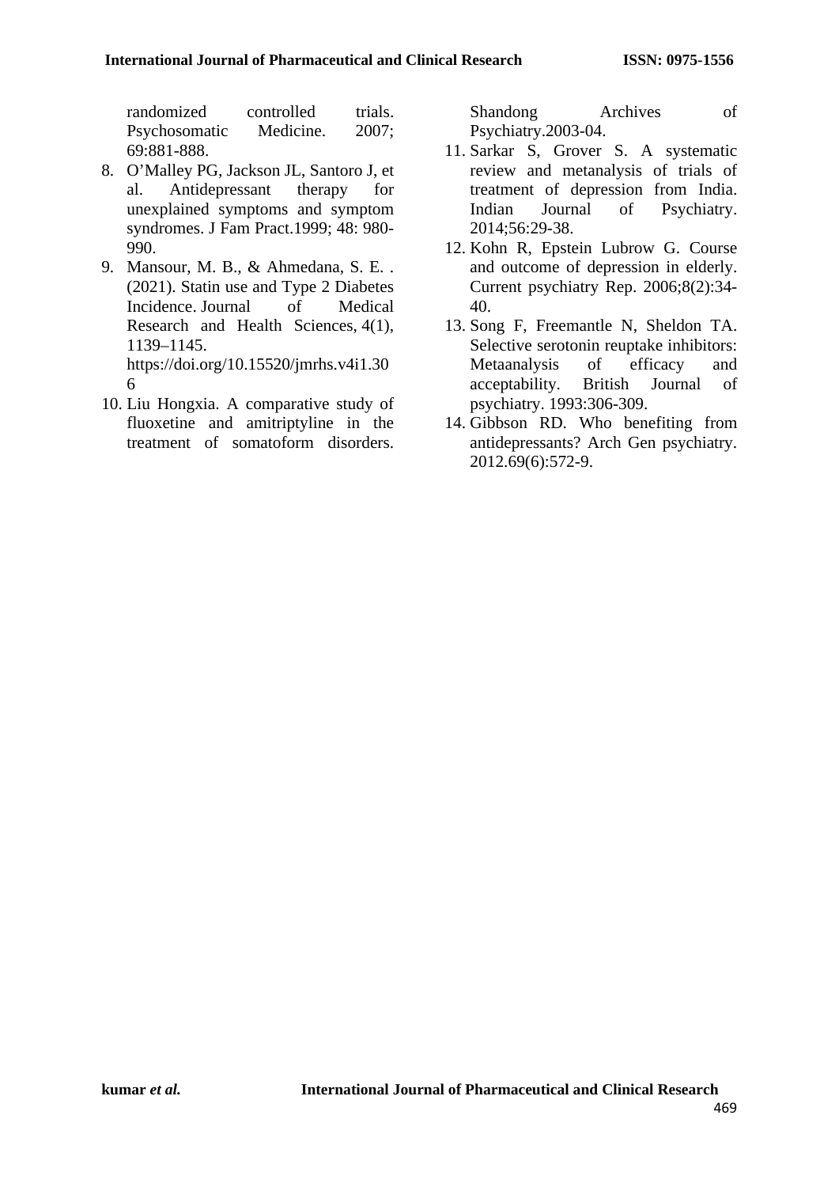randomized controlled trials. Psychosomatic Medicine. 2007; 69:881-888.

8. O'Malley PG, Jackson JL, Santoro J, et al. Antidepressant therapy for unexplained symptoms and symptom syndromes. J Fam Pract.1999; 48: 980-990.
9. Mansour, M. B., & Ahmedana, S. E. . (2021). Statin use and Type 2 Diabetes Incidence. Journal of Medical Research and Health Sciences, 4(1), 1139–1145. https://doi.org/10.15520/jmrhs.v4i1.306
10. Liu Hongxia. A comparative study of fluoxetine and amitriptyline in the treatment of somatoform disorders. Shandong Archives of Psychiatry.2003-04.
11. Sarkar S, Grover S. A systematic review and metanalysis of trials of treatment of depression from India. Indian Journal of Psychiatry. 2014;56:29-38.
12. Kohn R, Epstein Lubrow G. Course and outcome of depression in elderly. Current psychiatry Rep. 2006;8(2):34-40.
13. Song F, Freemantle N, Sheldon TA. Selective serotonin reuptake inhibitors: Metaanalysis of efficacy and acceptability. British Journal of psychiatry. 1993:306-309.
14. Gibbson RD. Who benefiting from antidepressants? Arch Gen psychiatry. 2012.69(6):572-9.